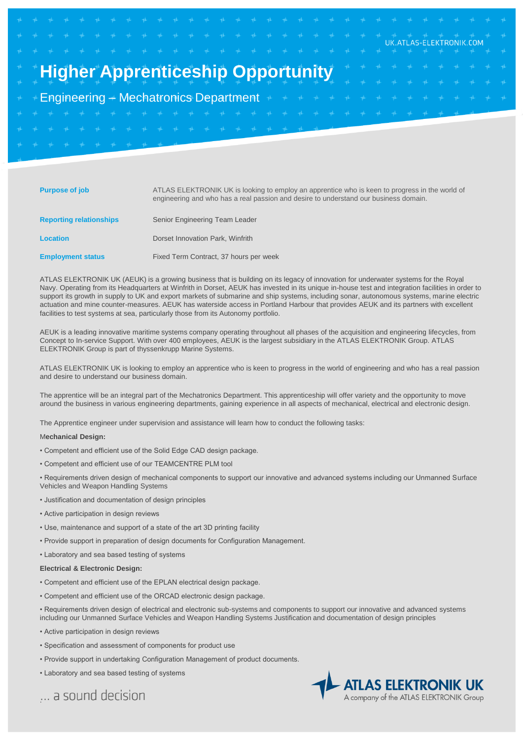UK.ATLAS-ELEKTRONIK.COM

# Higher Apprenticeship Opportunity

## Engineering – Mechatronics Department

| | |
|---|---|
| **Purpose of job** | ATLAS ELEKTRONIK UK is looking to employ an apprentice who is keen to progress in the world of engineering and who has a real passion and desire to understand our business domain. |
| **Reporting relationships** | Senior Engineering Team Leader |
| **Location** | Dorset Innovation Park, Winfrith |
| **Employment status** | Fixed Term Contract, 37 hours per week |

ATLAS ELEKTRONIK UK (AEUK) is a growing business that is building on its legacy of innovation for underwater systems for the Royal Navy. Operating from its Headquarters at Winfrith in Dorset, AEUK has invested in its unique in-house test and integration facilities in order to support its growth in supply to UK and export markets of submarine and ship systems, including sonar, autonomous systems, marine electric actuation and mine counter-measures. AEUK has waterside access in Portland Harbour that provides AEUK and its partners with excellent facilities to test systems at sea, particularly those from its Autonomy portfolio.

AEUK is a leading innovative maritime systems company operating throughout all phases of the acquisition and engineering lifecycles, from Concept to In-service Support. With over 400 employees, AEUK is the largest subsidiary in the ATLAS ELEKTRONIK Group. ATLAS ELEKTRONIK Group is part of thyssenkrupp Marine Systems.

ATLAS ELEKTRONIK UK is looking to employ an apprentice who is keen to progress in the world of engineering and who has a real passion and desire to understand our business domain.

The apprentice will be an integral part of the Mechatronics Department. This apprenticeship will offer variety and the opportunity to move around the business in various engineering departments, gaining experience in all aspects of mechanical, electrical and electronic design.

The Apprentice engineer under supervision and assistance will learn how to conduct the following tasks:

**Mechanical Design:**

- Competent and efficient use of the Solid Edge CAD design package.
- Competent and efficient use of our TEAMCENTRE PLM tool
- Requirements driven design of mechanical components to support our innovative and advanced systems including our Unmanned Surface Vehicles and Weapon Handling Systems
- Justification and documentation of design principles
- Active participation in design reviews
- Use, maintenance and support of a state of the art 3D printing facility
- Provide support in preparation of design documents for Configuration Management.
- Laboratory and sea based testing of systems

**Electrical & Electronic Design:**

- Competent and efficient use of the EPLAN electrical design package.
- Competent and efficient use of the ORCAD electronic design package.
- Requirements driven design of electrical and electronic sub-systems and components to support our innovative and advanced systems including our Unmanned Surface Vehicles and Weapon Handling Systems Justification and documentation of design principles
- Active participation in design reviews
- Specification and assessment of components for product use
- Provide support in undertaking Configuration Management of product documents.
- Laboratory and sea based testing of systems

... a sound decision

ATLAS ELEKTRONIK UK
A company of the ATLAS ELEKTRONIK Group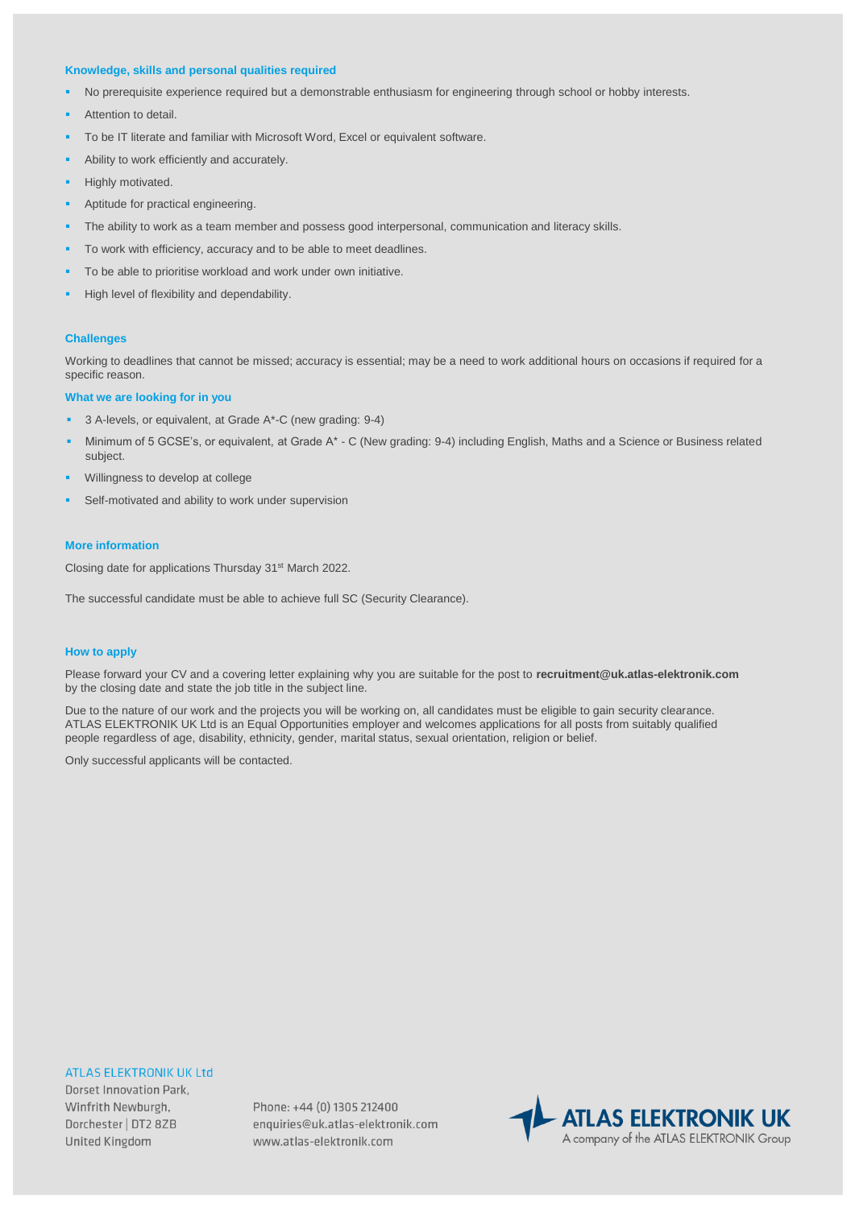### Knowledge, skills and personal qualities required

- No prerequisite experience required but a demonstrable enthusiasm for engineering through school or hobby interests.
- Attention to detail.
- To be IT literate and familiar with Microsoft Word, Excel or equivalent software.
- Ability to work efficiently and accurately.
- Highly motivated.
- Aptitude for practical engineering.
- The ability to work as a team member and possess good interpersonal, communication and literacy skills.
- To work with efficiency, accuracy and to be able to meet deadlines.
- To be able to prioritise workload and work under own initiative.
- High level of flexibility and dependability.

### Challenges

Working to deadlines that cannot be missed; accuracy is essential; may be a need to work additional hours on occasions if required for a specific reason.

### What we are looking for in you

- 3 A-levels, or equivalent, at Grade A*-C (new grading: 9-4)
- Minimum of 5 GCSE's, or equivalent, at Grade A* - C (New grading: 9-4) including English, Maths and a Science or Business related subject.
- Willingness to develop at college
- Self-motivated and ability to work under supervision

### More information

Closing date for applications Thursday 31st March 2022.

The successful candidate must be able to achieve full SC (Security Clearance).

### How to apply

Please forward your CV and a covering letter explaining why you are suitable for the post to **recruitment@uk.atlas-elektronik.com** by the closing date and state the job title in the subject line.

Due to the nature of our work and the projects you will be working on, all candidates must be eligible to gain security clearance. ATLAS ELEKTRONIK UK Ltd is an Equal Opportunities employer and welcomes applications for all posts from suitably qualified people regardless of age, disability, ethnicity, gender, marital status, sexual orientation, religion or belief.

Only successful applicants will be contacted.

ATLAS ELEKTRONIK UK Ltd
Dorset Innovation Park,
Winfrith Newburgh,
Dorchester | DT2 8ZB
United Kingdom

Phone: +44 (0) 1305 212400
enquiries@uk.atlas-elektronik.com
www.atlas-elektronik.com

ATLAS ELEKTRONIK UK
A company of the ATLAS ELEKTRONIK Group